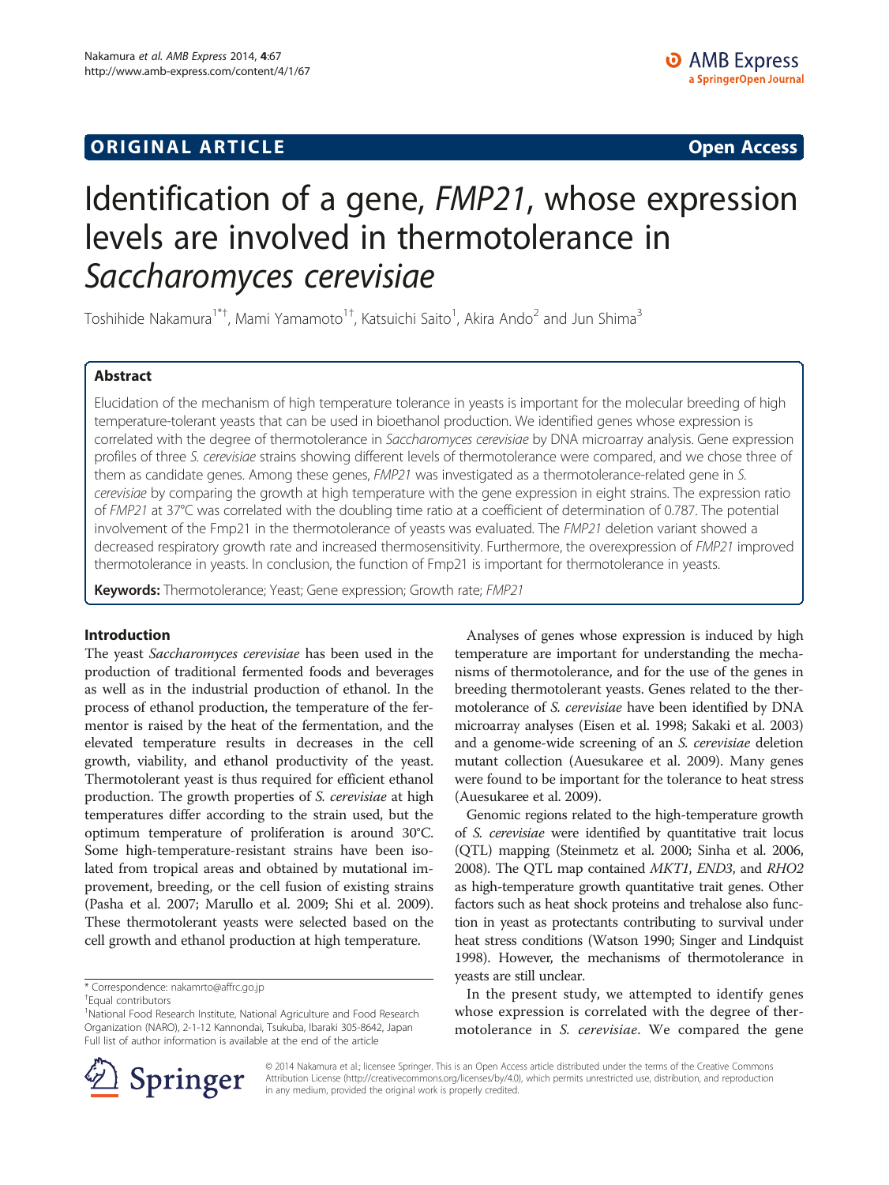**ORIGINAL ARTICLE** **Open Access**

# Identification of a gene, *FMP21*, whose expression levels are involved in thermotolerance in *Saccharomyces cerevisiae*

Toshihide Nakamura[1*†], Mami Yamamoto[1†], Katsuichi Saito[1], Akira Ando[2] and Jun Shima[3]

## Abstract

Elucidation of the mechanism of high temperature tolerance in yeasts is important for the molecular breeding of high temperature-tolerant yeasts that can be used in bioethanol production. We identified genes whose expression is correlated with the degree of thermotolerance in *Saccharomyces cerevisiae* by DNA microarray analysis. Gene expression profiles of three *S. cerevisiae* strains showing different levels of thermotolerance were compared, and we chose three of them as candidate genes. Among these genes, *FMP21* was investigated as a thermotolerance-related gene in *S. cerevisiae* by comparing the growth at high temperature with the gene expression in eight strains. The expression ratio of *FMP21* at 37°C was correlated with the doubling time ratio at a coefficient of determination of 0.787. The potential involvement of the Fmp21 in the thermotolerance of yeasts was evaluated. The *FMP21* deletion variant showed a decreased respiratory growth rate and increased thermosensitivity. Furthermore, the overexpression of *FMP21* improved thermotolerance in yeasts. In conclusion, the function of Fmp21 is important for thermotolerance in yeasts.

**Keywords:** Thermotolerance; Yeast; Gene expression; Growth rate; *FMP21*

## Introduction

The yeast *Saccharomyces cerevisiae* has been used in the production of traditional fermented foods and beverages as well as in the industrial production of ethanol. In the process of ethanol production, the temperature of the fermentor is raised by the heat of the fermentation, and the elevated temperature results in decreases in the cell growth, viability, and ethanol productivity of the yeast. Thermotolerant yeast is thus required for efficient ethanol production. The growth properties of *S. cerevisiae* at high temperatures differ according to the strain used, but the optimum temperature of proliferation is around 30°C. Some high-temperature-resistant strains have been isolated from tropical areas and obtained by mutational improvement, breeding, or the cell fusion of existing strains (Pasha et al. 2007; Marullo et al. 2009; Shi et al. 2009). These thermotolerant yeasts were selected based on the cell growth and ethanol production at high temperature.

Analyses of genes whose expression is induced by high temperature are important for understanding the mechanisms of thermotolerance, and for the use of the genes in breeding thermotolerant yeasts. Genes related to the thermotolerance of *S. cerevisiae* have been identified by DNA microarray analyses (Eisen et al. 1998; Sakaki et al. 2003) and a genome-wide screening of an *S. cerevisiae* deletion mutant collection (Auesukaree et al. 2009). Many genes were found to be important for the tolerance to heat stress (Auesukaree et al. 2009).

Genomic regions related to the high-temperature growth of *S. cerevisiae* were identified by quantitative trait locus (QTL) mapping (Steinmetz et al. 2000; Sinha et al. 2006, 2008). The QTL map contained *MKT1*, *END3*, and *RHO2* as high-temperature growth quantitative trait genes. Other factors such as heat shock proteins and trehalose also function in yeast as protectants contributing to survival under heat stress conditions (Watson 1990; Singer and Lindquist 1998). However, the mechanisms of thermotolerance in yeasts are still unclear.

In the present study, we attempted to identify genes whose expression is correlated with the degree of thermotolerance in *S. cerevisiae*. We compared the gene

\* Correspondence: nakamrto@affrc.go.jp
†Equal contributors
[1]National Food Research Institute, National Agriculture and Food Research Organization (NARO), 2-1-12 Kannondai, Tsukuba, Ibaraki 305-8642, Japan
Full list of author information is available at the end of the article

© 2014 Nakamura et al.; licensee Springer. This is an Open Access article distributed under the terms of the Creative Commons Attribution License (http://creativecommons.org/licenses/by/4.0), which permits unrestricted use, distribution, and reproduction in any medium, provided the original work is properly credited.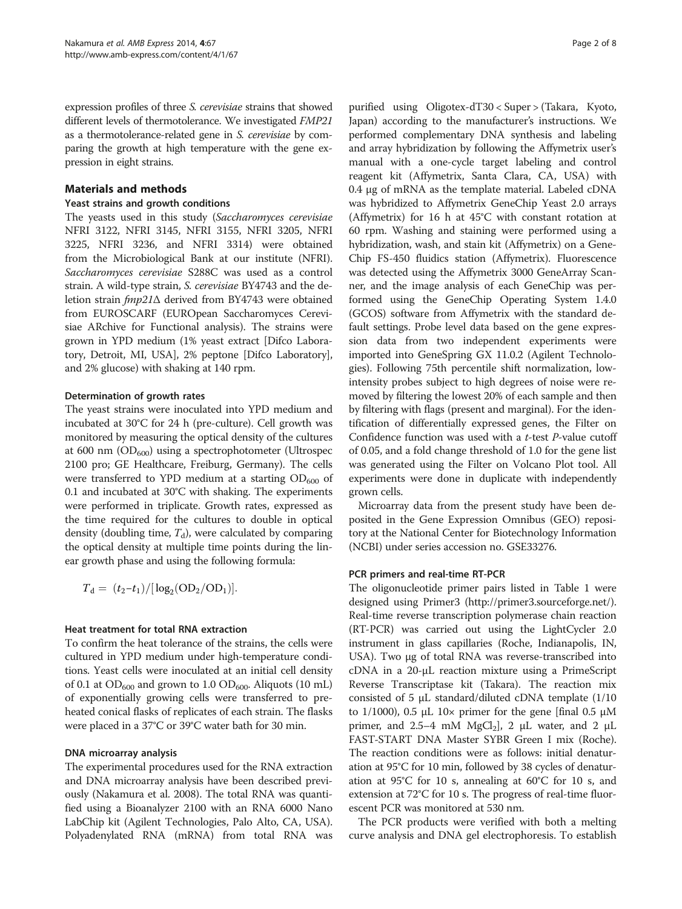expression profiles of three *S. cerevisiae* strains that showed different levels of thermotolerance. We investigated *FMP21* as a thermotolerance-related gene in *S. cerevisiae* by comparing the growth at high temperature with the gene expression in eight strains.

## Materials and methods

### Yeast strains and growth conditions

The yeasts used in this study (*Saccharomyces cerevisiae* NFRI 3122, NFRI 3145, NFRI 3155, NFRI 3205, NFRI 3225, NFRI 3236, and NFRI 3314) were obtained from the Microbiological Bank at our institute (NFRI). *Saccharomyces cerevisiae* S288C was used as a control strain. A wild-type strain, *S. cerevisiae* BY4743 and the deletion strain *fmp21*Δ derived from BY4743 were obtained from EUROSCARF (EUROpean Saccharomyces Cerevisiae ARchive for Functional analysis). The strains were grown in YPD medium (1% yeast extract [Difco Laboratory, Detroit, MI, USA], 2% peptone [Difco Laboratory], and 2% glucose) with shaking at 140 rpm.

### Determination of growth rates

The yeast strains were inoculated into YPD medium and incubated at 30°C for 24 h (pre-culture). Cell growth was monitored by measuring the optical density of the cultures at 600 nm ($OD_{600}$) using a spectrophotometer (Ultrospec 2100 pro; GE Healthcare, Freiburg, Germany). The cells were transferred to YPD medium at a starting $OD_{600}$ of 0.1 and incubated at 30°C with shaking. The experiments were performed in triplicate. Growth rates, expressed as the time required for the cultures to double in optical density (doubling time, $T_d$), were calculated by comparing the optical density at multiple time points during the linear growth phase and using the following formula:

$$T_d = (t_2 - t_1)/[\log_2(OD_2/OD_1)].$$

### Heat treatment for total RNA extraction

To confirm the heat tolerance of the strains, the cells were cultured in YPD medium under high-temperature conditions. Yeast cells were inoculated at an initial cell density of 0.1 at $OD_{600}$ and grown to 1.0 $OD_{600}$. Aliquots (10 mL) of exponentially growing cells were transferred to preheated conical flasks of replicates of each strain. The flasks were placed in a 37°C or 39°C water bath for 30 min.

### DNA microarray analysis

The experimental procedures used for the RNA extraction and DNA microarray analysis have been described previously (Nakamura et al. 2008). The total RNA was quantified using a Bioanalyzer 2100 with an RNA 6000 Nano LabChip kit (Agilent Technologies, Palo Alto, CA, USA). Polyadenylated RNA (mRNA) from total RNA was purified using Oligotex-dT30 < Super > (Takara, Kyoto, Japan) according to the manufacturer's instructions. We performed complementary DNA synthesis and labeling and array hybridization by following the Affymetrix user's manual with a one-cycle target labeling and control reagent kit (Affymetrix, Santa Clara, CA, USA) with 0.4 μg of mRNA as the template material. Labeled cDNA was hybridized to Affymetrix GeneChip Yeast 2.0 arrays (Affymetrix) for 16 h at 45°C with constant rotation at 60 rpm. Washing and staining were performed using a hybridization, wash, and stain kit (Affymetrix) on a GeneChip FS-450 fluidics station (Affymetrix). Fluorescence was detected using the Affymetrix 3000 GeneArray Scanner, and the image analysis of each GeneChip was performed using the GeneChip Operating System 1.4.0 (GCOS) software from Affymetrix with the standard default settings. Probe level data based on the gene expression data from two independent experiments were imported into GeneSpring GX 11.0.2 (Agilent Technologies). Following 75th percentile shift normalization, low-intensity probes subject to high degrees of noise were removed by filtering the lowest 20% of each sample and then by filtering with flags (present and marginal). For the identification of differentially expressed genes, the Filter on Confidence function was used with a *t*-test *P*-value cutoff of 0.05, and a fold change threshold of 1.0 for the gene list was generated using the Filter on Volcano Plot tool. All experiments were done in duplicate with independently grown cells.

Microarray data from the present study have been deposited in the Gene Expression Omnibus (GEO) repository at the National Center for Biotechnology Information (NCBI) under series accession no. GSE33276.

### PCR primers and real-time RT-PCR

The oligonucleotide primer pairs listed in Table 1 were designed using Primer3 (http://primer3.sourceforge.net/). Real-time reverse transcription polymerase chain reaction (RT-PCR) was carried out using the LightCycler 2.0 instrument in glass capillaries (Roche, Indianapolis, IN, USA). Two μg of total RNA was reverse-transcribed into cDNA in a 20-μL reaction mixture using a PrimeScript Reverse Transcriptase kit (Takara). The reaction mix consisted of 5 μL standard/diluted cDNA template (1/10 to 1/1000), 0.5 μL 10× primer for the gene [final 0.5 μM primer, and 2.5–4 mM $MgCl_2$], 2 μL water, and 2 μL FAST-START DNA Master SYBR Green I mix (Roche). The reaction conditions were as follows: initial denaturation at 95°C for 10 min, followed by 38 cycles of denaturation at 95°C for 10 s, annealing at 60°C for 10 s, and extension at 72°C for 10 s. The progress of real-time fluorescent PCR was monitored at 530 nm.

The PCR products were verified with both a melting curve analysis and DNA gel electrophoresis. To establish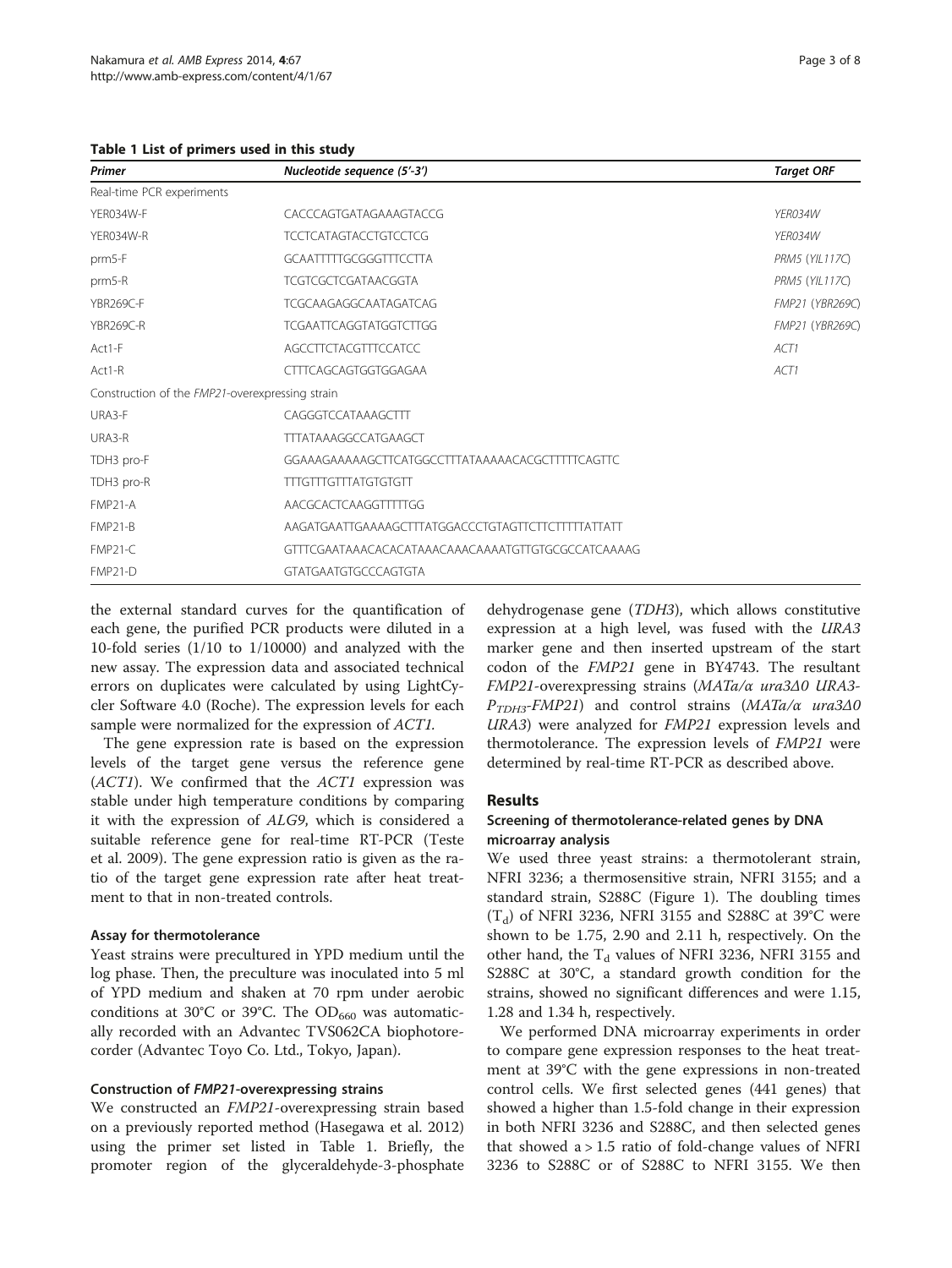**Table 1 List of primers used in this study**

| Primer | Nucleotide sequence (5′-3′) | Target ORF |
|---|---|---|
| Real-time PCR experiments | | |
| YER034W-F | CACCCAGTGATAGAAAGTACCG | *YER034W* |
| YER034W-R | TCCTCATAGTACCTGTCCTCG | *YER034W* |
| prm5-F | GCAATTTTTGCGGGTTTCCTTA | *PRM5* (*YIL117C*) |
| prm5-R | TCGTCGCTCGATAACGGTA | *PRM5* (*YIL117C*) |
| YBR269C-F | TCGCAAGAGGCAATAGATCAG | *FMP21* (*YBR269C*) |
| YBR269C-R | TCGAATTCAGGTATGGTCTTGG | *FMP21* (*YBR269C*) |
| Act1-F | AGCCTTCTACGTTTCCATCC | *ACT1* |
| Act1-R | CTTTCAGCAGTGGTGGAGAA | *ACT1* |
| Construction of the *FMP21*-overexpressing strain | | |
| URA3-F | CAGGGTCCATAAAGCTTT | |
| URA3-R | TTTATAAAGGCCATGAAGCT | |
| TDH3 pro-F | GGAAAGAAAAAGCTTCATGGCCTTTATAAAAACACGCTTTTTCAGTTC | |
| TDH3 pro-R | TTTGTTTGTTTATGTGTGTT | |
| FMP21-A | AACGCACTCAAGGTTTTTGG | |
| FMP21-B | AAGATGAATTGAAAAGCTTTATGGACCCTGTAGTTCTTCTTTTTATTATT | |
| FMP21-C | GTTTCGAATAAACACACATAAACAAACAAAATGTTGTGCGCCATCAAAAG | |
| FMP21-D | GTATGAATGTGCCCAGTGTA | |

the external standard curves for the quantification of each gene, the purified PCR products were diluted in a 10-fold series (1/10 to 1/10000) and analyzed with the new assay. The expression data and associated technical errors on duplicates were calculated by using LightCycler Software 4.0 (Roche). The expression levels for each sample were normalized for the expression of *ACT1*.

The gene expression rate is based on the expression levels of the target gene versus the reference gene (*ACT1*). We confirmed that the *ACT1* expression was stable under high temperature conditions by comparing it with the expression of *ALG9*, which is considered a suitable reference gene for real-time RT-PCR (Teste et al. 2009). The gene expression ratio is given as the ratio of the target gene expression rate after heat treatment to that in non-treated controls.

### Assay for thermotolerance

Yeast strains were precultured in YPD medium until the log phase. Then, the preculture was inoculated into 5 ml of YPD medium and shaken at 70 rpm under aerobic conditions at 30°C or 39°C. The $OD_{660}$ was automatically recorded with an Advantec TVS062CA biophotorecorder (Advantec Toyo Co. Ltd., Tokyo, Japan).

### Construction of *FMP21*-overexpressing strains

We constructed an *FMP21*-overexpressing strain based on a previously reported method (Hasegawa et al. 2012) using the primer set listed in Table 1. Briefly, the promoter region of the glyceraldehyde-3-phosphate dehydrogenase gene (*TDH3*), which allows constitutive expression at a high level, was fused with the *URA3* marker gene and then inserted upstream of the start codon of the *FMP21* gene in BY4743. The resultant *FMP21*-overexpressing strains (*MATa/α ura3Δ0 URA3-*$P_{TDH3}$*-FMP21*) and control strains (*MATa/α ura3Δ0 URA3*) were analyzed for *FMP21* expression levels and thermotolerance. The expression levels of *FMP21* were determined by real-time RT-PCR as described above.

## Results

### Screening of thermotolerance-related genes by DNA microarray analysis

We used three yeast strains: a thermotolerant strain, NFRI 3236; a thermosensitive strain, NFRI 3155; and a standard strain, S288C (Figure 1). The doubling times ($T_d$) of NFRI 3236, NFRI 3155 and S288C at 39°C were shown to be 1.75, 2.90 and 2.11 h, respectively. On the other hand, the $T_d$ values of NFRI 3236, NFRI 3155 and S288C at 30°C, a standard growth condition for the strains, showed no significant differences and were 1.15, 1.28 and 1.34 h, respectively.

We performed DNA microarray experiments in order to compare gene expression responses to the heat treatment at 39°C with the gene expressions in non-treated control cells. We first selected genes (441 genes) that showed a higher than 1.5-fold change in their expression in both NFRI 3236 and S288C, and then selected genes that showed a > 1.5 ratio of fold-change values of NFRI 3236 to S288C or of S288C to NFRI 3155. We then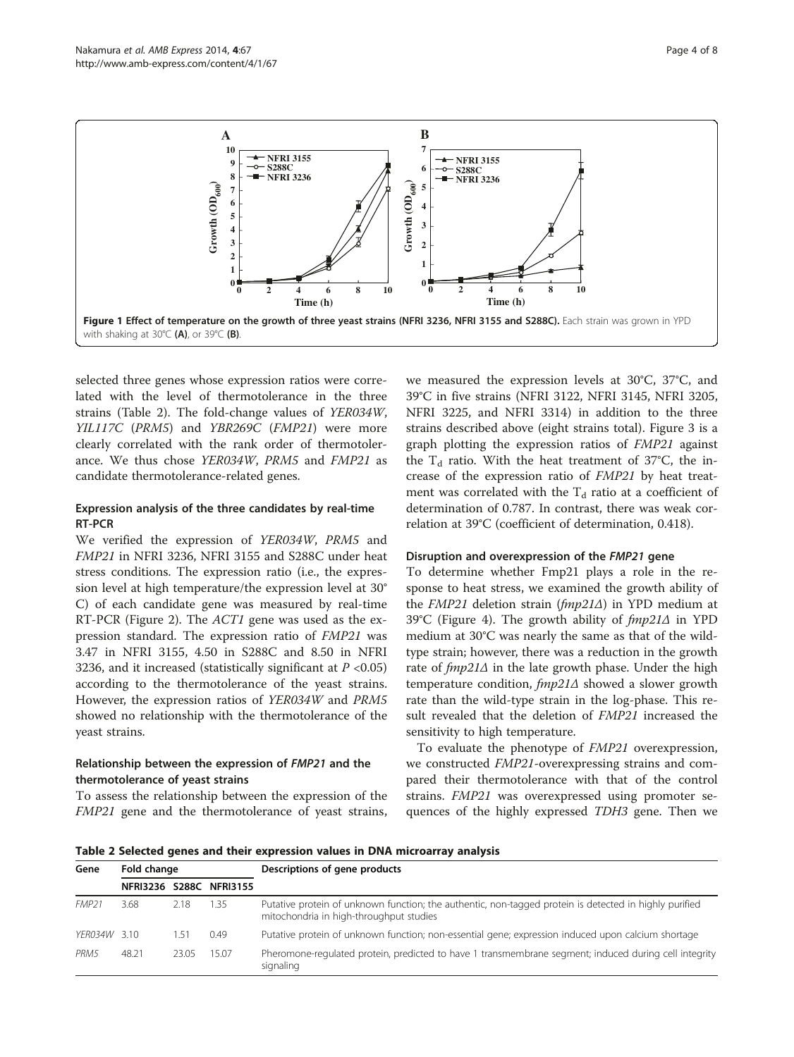**Figure 1 Effect of temperature on the growth of three yeast strains (NFRI 3236, NFRI 3155 and S288C).** Each strain was grown in YPD with shaking at 30°C **(A)**, or 39°C **(B)**.

selected three genes whose expression ratios were correlated with the level of thermotolerance in the three strains (Table 2). The fold-change values of *YER034W*, *YIL117C* (*PRM5*) and *YBR269C* (*FMP21*) were more clearly correlated with the rank order of thermotolerance. We thus chose *YER034W*, *PRM5* and *FMP21* as candidate thermotolerance-related genes.

### Expression analysis of the three candidates by real-time RT-PCR

We verified the expression of *YER034W*, *PRM5* and *FMP21* in NFRI 3236, NFRI 3155 and S288C under heat stress conditions. The expression ratio (i.e., the expression level at high temperature/the expression level at 30° C) of each candidate gene was measured by real-time RT-PCR (Figure 2). The *ACT1* gene was used as the expression standard. The expression ratio of *FMP21* was 3.47 in NFRI 3155, 4.50 in S288C and 8.50 in NFRI 3236, and it increased (statistically significant at $P < 0.05$) according to the thermotolerance of the yeast strains. However, the expression ratios of *YER034W* and *PRM5* showed no relationship with the thermotolerance of the yeast strains.

### Relationship between the expression of *FMP21* and the thermotolerance of yeast strains

To assess the relationship between the expression of the *FMP21* gene and the thermotolerance of yeast strains, we measured the expression levels at 30°C, 37°C, and 39°C in five strains (NFRI 3122, NFRI 3145, NFRI 3205, NFRI 3225, and NFRI 3314) in addition to the three strains described above (eight strains total). Figure 3 is a graph plotting the expression ratios of *FMP21* against the $T_d$ ratio. With the heat treatment of 37°C, the increase of the expression ratio of *FMP21* by heat treatment was correlated with the $T_d$ ratio at a coefficient of determination of 0.787. In contrast, there was weak correlation at 39°C (coefficient of determination, 0.418).

### Disruption and overexpression of the *FMP21* gene

To determine whether Fmp21 plays a role in the response to heat stress, we examined the growth ability of the *FMP21* deletion strain (*fmp21Δ*) in YPD medium at 39°C (Figure 4). The growth ability of *fmp21Δ* in YPD medium at 30°C was nearly the same as that of the wild-type strain; however, there was a reduction in the growth rate of *fmp21Δ* in the late growth phase. Under the high temperature condition, *fmp21Δ* showed a slower growth rate than the wild-type strain in the log-phase. This result revealed that the deletion of *FMP21* increased the sensitivity to high temperature.

To evaluate the phenotype of *FMP21* overexpression, we constructed *FMP21*-overexpressing strains and compared their thermotolerance with that of the control strains. *FMP21* was overexpressed using promoter sequences of the highly expressed *TDH3* gene. Then we

**Table 2 Selected genes and their expression values in DNA microarray analysis**

| Gene | Fold change | | | Descriptions of gene products |
|---|---|---|---|---|
| | NFRI3236 | S288C | NFRI3155 | |
| *FMP21* | 3.68 | 2.18 | 1.35 | Putative protein of unknown function; the authentic, non-tagged protein is detected in highly purified mitochondria in high-throughput studies |
| *YER034W* | 3.10 | 1.51 | 0.49 | Putative protein of unknown function; non-essential gene; expression induced upon calcium shortage |
| *PRM5* | 48.21 | 23.05 | 15.07 | Pheromone-regulated protein, predicted to have 1 transmembrane segment; induced during cell integrity signaling |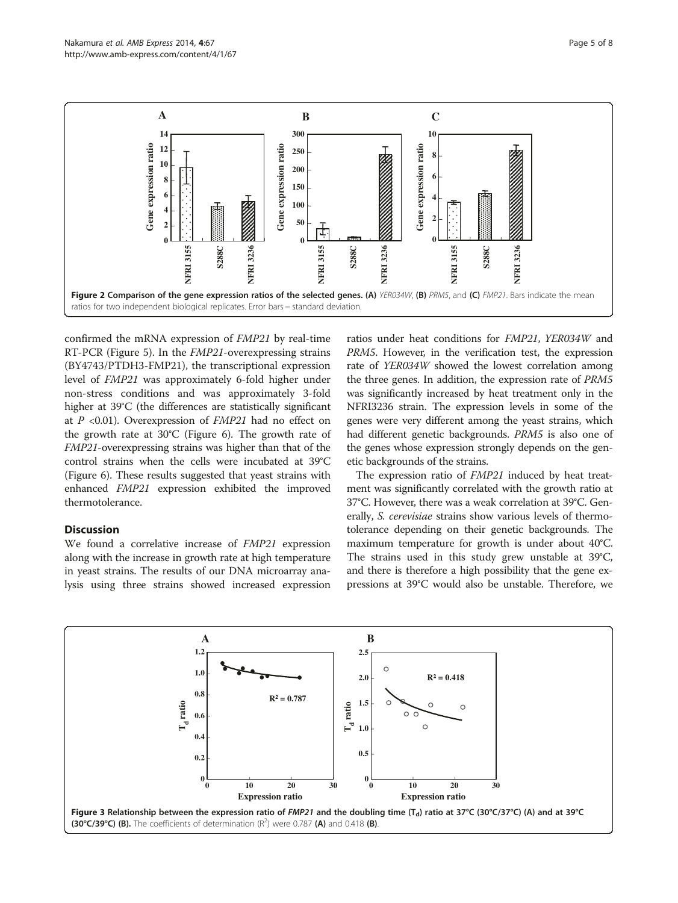Figure 2 Comparison of the gene expression ratios of the selected genes. (A) *YER034W*, (B) *PRM5*, and (C) *FMP21*. Bars indicate the mean ratios for two independent biological replicates. Error bars = standard deviation.

confirmed the mRNA expression of *FMP21* by real-time RT-PCR (Figure 5). In the *FMP21*-overexpressing strains (BY4743/PTDH3-FMP21), the transcriptional expression level of *FMP21* was approximately 6-fold higher under non-stress conditions and was approximately 3-fold higher at 39°C (the differences are statistically significant at $P$ <0.01). Overexpression of *FMP21* had no effect on the growth rate at 30°C (Figure 6). The growth rate of *FMP21*-overexpressing strains was higher than that of the control strains when the cells were incubated at 39°C (Figure 6). These results suggested that yeast strains with enhanced *FMP21* expression exhibited the improved thermotolerance.

## Discussion

We found a correlative increase of *FMP21* expression along with the increase in growth rate at high temperature in yeast strains. The results of our DNA microarray analysis using three strains showed increased expression ratios under heat conditions for *FMP21*, *YER034W* and *PRM5*. However, in the verification test, the expression rate of *YER034W* showed the lowest correlation among the three genes. In addition, the expression rate of *PRM5* was significantly increased by heat treatment only in the NFRI3236 strain. The expression levels in some of the genes were very different among the yeast strains, which had different genetic backgrounds. *PRM5* is also one of the genes whose expression strongly depends on the genetic backgrounds of the strains.

The expression ratio of *FMP21* induced by heat treatment was significantly correlated with the growth ratio at 37°C. However, there was a weak correlation at 39°C. Generally, *S. cerevisiae* strains show various levels of thermotolerance depending on their genetic backgrounds. The maximum temperature for growth is under about 40°C. The strains used in this study grew unstable at 39°C, and there is therefore a high possibility that the gene expressions at 39°C would also be unstable. Therefore, we

Figure 3 Relationship between the expression ratio of *FMP21* and the doubling time ($T_d$) ratio at 37°C (30°C/37°C) (A) and at 39°C (30°C/39°C) (B). The coefficients of determination ($R^2$) were 0.787 (A) and 0.418 (B).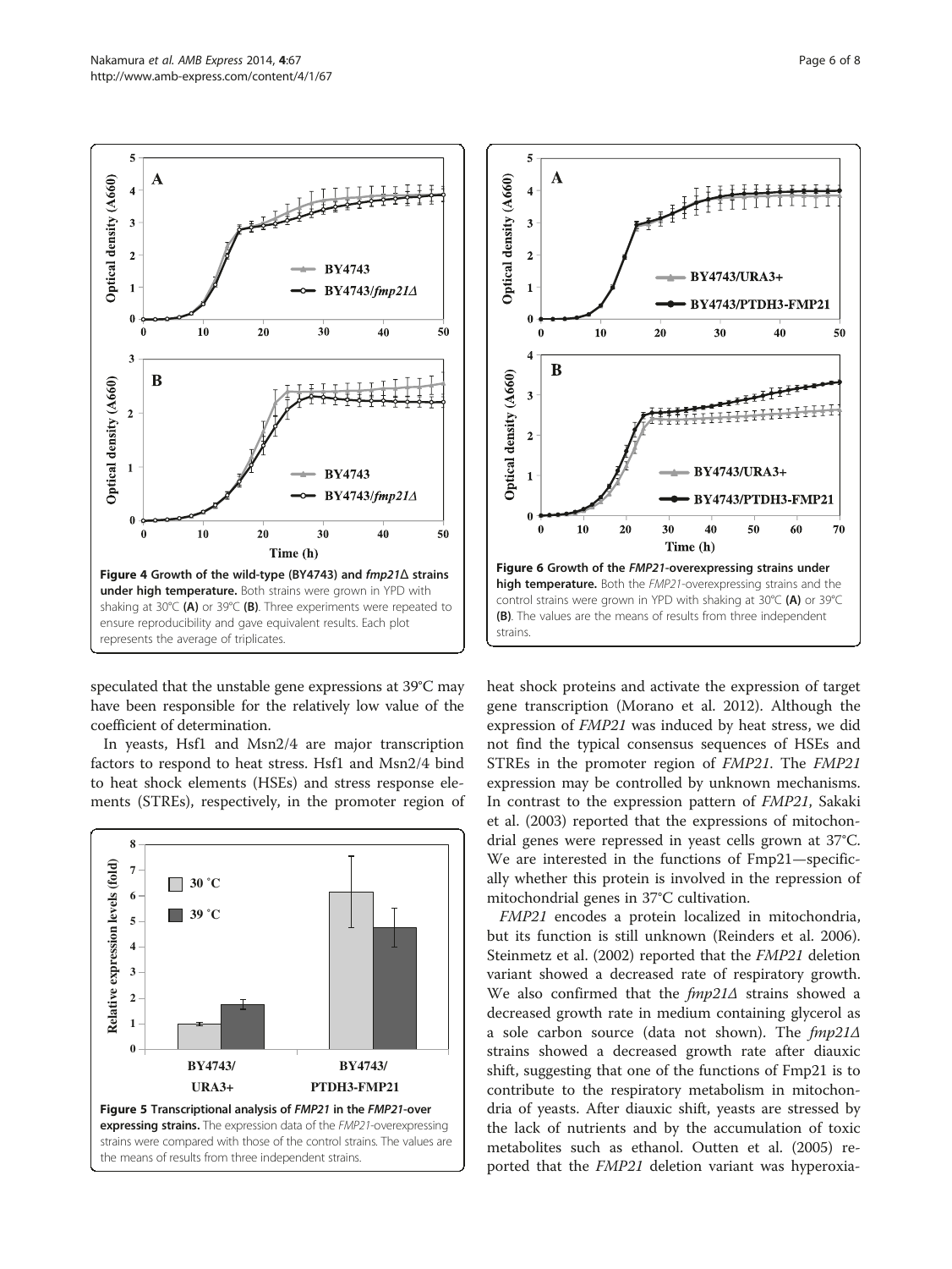**Figure 4 Growth of the wild-type (BY4743) and *fmp21*Δ strains under high temperature.** Both strains were grown in YPD with shaking at 30°C **(A)** or 39°C **(B)**. Three experiments were repeated to ensure reproducibility and gave equivalent results. Each plot represents the average of triplicates.

**Figure 6 Growth of the *FMP21*-overexpressing strains under high temperature.** Both the *FMP21*-overexpressing strains and the control strains were grown in YPD with shaking at 30°C **(A)** or 39°C **(B)**. The values are the means of results from three independent strains.

speculated that the unstable gene expressions at 39°C may have been responsible for the relatively low value of the coefficient of determination.

In yeasts, Hsf1 and Msn2/4 are major transcription factors to respond to heat stress. Hsf1 and Msn2/4 bind to heat shock elements (HSEs) and stress response elements (STREs), respectively, in the promoter region of heat shock proteins and activate the expression of target gene transcription (Morano et al. 2012). Although the expression of *FMP21* was induced by heat stress, we did not find the typical consensus sequences of HSEs and STREs in the promoter region of *FMP21*. The *FMP21* expression may be controlled by unknown mechanisms. In contrast to the expression pattern of *FMP21*, Sakaki et al. (2003) reported that the expressions of mitochondrial genes were repressed in yeast cells grown at 37°C. We are interested in the functions of Fmp21—specifically whether this protein is involved in the repression of mitochondrial genes in 37°C cultivation.

**Figure 5 Transcriptional analysis of *FMP21* in the *FMP21*-over expressing strains.** The expression data of the *FMP21*-overexpressing strains were compared with those of the control strains. The values are the means of results from three independent strains.

*FMP21* encodes a protein localized in mitochondria, but its function is still unknown (Reinders et al. 2006). Steinmetz et al. (2002) reported that the *FMP21* deletion variant showed a decreased rate of respiratory growth. We also confirmed that the *fmp21*Δ strains showed a decreased growth rate in medium containing glycerol as a sole carbon source (data not shown). The *fmp21*Δ strains showed a decreased growth rate after diauxic shift, suggesting that one of the functions of Fmp21 is to contribute to the respiratory metabolism in mitochondria of yeasts. After diauxic shift, yeasts are stressed by the lack of nutrients and by the accumulation of toxic metabolites such as ethanol. Outten et al. (2005) reported that the *FMP21* deletion variant was hyperoxia-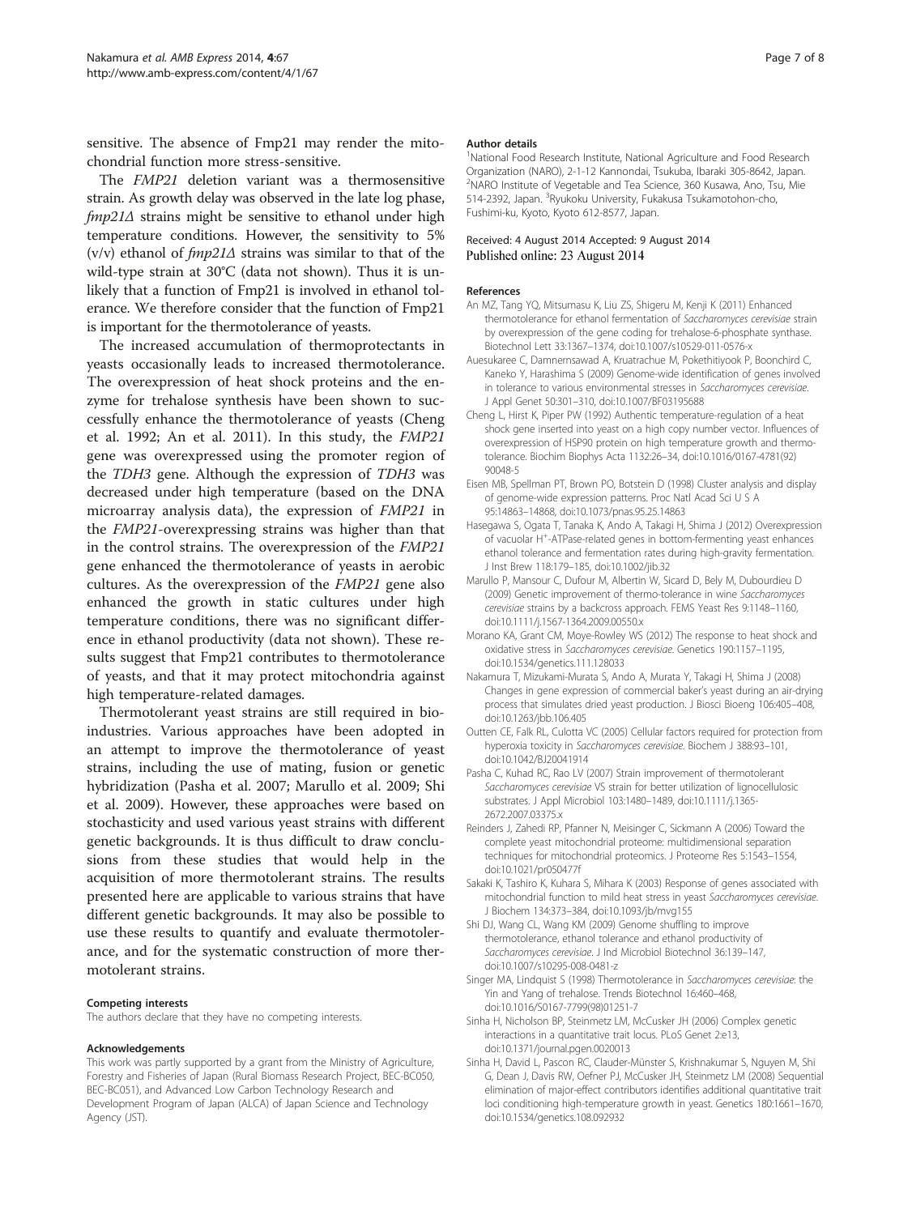sensitive. The absence of Fmp21 may render the mitochondrial function more stress-sensitive.

The *FMP21* deletion variant was a thermosensitive strain. As growth delay was observed in the late log phase, *fmp21Δ* strains might be sensitive to ethanol under high temperature conditions. However, the sensitivity to 5% (v/v) ethanol of *fmp21Δ* strains was similar to that of the wild-type strain at 30°C (data not shown). Thus it is unlikely that a function of Fmp21 is involved in ethanol tolerance. We therefore consider that the function of Fmp21 is important for the thermotolerance of yeasts.

The increased accumulation of thermoprotectants in yeasts occasionally leads to increased thermotolerance. The overexpression of heat shock proteins and the enzyme for trehalose synthesis have been shown to successfully enhance the thermotolerance of yeasts (Cheng et al. 1992; An et al. 2011). In this study, the *FMP21* gene was overexpressed using the promoter region of the *TDH3* gene. Although the expression of *TDH3* was decreased under high temperature (based on the DNA microarray analysis data), the expression of *FMP21* in the *FMP21*-overexpressing strains was higher than that in the control strains. The overexpression of the *FMP21* gene enhanced the thermotolerance of yeasts in aerobic cultures. As the overexpression of the *FMP21* gene also enhanced the growth in static cultures under high temperature conditions, there was no significant difference in ethanol productivity (data not shown). These results suggest that Fmp21 contributes to thermotolerance of yeasts, and that it may protect mitochondria against high temperature-related damages.

Thermotolerant yeast strains are still required in bioindustries. Various approaches have been adopted in an attempt to improve the thermotolerance of yeast strains, including the use of mating, fusion or genetic hybridization (Pasha et al. 2007; Marullo et al. 2009; Shi et al. 2009). However, these approaches were based on stochasticity and used various yeast strains with different genetic backgrounds. It is thus difficult to draw conclusions from these studies that would help in the acquisition of more thermotolerant strains. The results presented here are applicable to various strains that have different genetic backgrounds. It may also be possible to use these results to quantify and evaluate thermotolerance, and for the systematic construction of more thermotolerant strains.

#### Competing interests
The authors declare that they have no competing interests.

#### Acknowledgements
This work was partly supported by a grant from the Ministry of Agriculture, Forestry and Fisheries of Japan (Rural Biomass Research Project, BEC-BC050, BEC-BC051), and Advanced Low Carbon Technology Research and Development Program of Japan (ALCA) of Japan Science and Technology Agency (JST).

#### Author details
[1]National Food Research Institute, National Agriculture and Food Research Organization (NARO), 2-1-12 Kannondai, Tsukuba, Ibaraki 305-8642, Japan. [2]NARO Institute of Vegetable and Tea Science, 360 Kusawa, Ano, Tsu, Mie 514-2392, Japan. [3]Ryukoku University, Fukakusa Tsukamotohon-cho, Fushimi-ku, Kyoto, Kyoto 612-8577, Japan.

Received: 4 August 2014 Accepted: 9 August 2014
Published online: 23 August 2014

#### References
An MZ, Tang YQ, Mitsumasu K, Liu ZS, Shigeru M, Kenji K (2011) Enhanced thermotolerance for ethanol fermentation of *Saccharomyces cerevisiae* strain by overexpression of the gene coding for trehalose-6-phosphate synthase. Biotechnol Lett 33:1367–1374, doi:10.1007/s10529-011-0576-x

Auesukaree C, Damnernsawad A, Kruatrachue M, Pokethitiyook P, Boonchird C, Kaneko Y, Harashima S (2009) Genome-wide identification of genes involved in tolerance to various environmental stresses in *Saccharomyces cerevisiae*. J Appl Genet 50:301–310, doi:10.1007/BF03195688

Cheng L, Hirst K, Piper PW (1992) Authentic temperature-regulation of a heat shock gene inserted into yeast on a high copy number vector. Influences of overexpression of HSP90 protein on high temperature growth and thermotolerance. Biochim Biophys Acta 1132:26–34, doi:10.1016/0167-4781(92)90048-5

Eisen MB, Spellman PT, Brown PO, Botstein D (1998) Cluster analysis and display of genome-wide expression patterns. Proc Natl Acad Sci U S A 95:14863–14868, doi:10.1073/pnas.95.25.14863

Hasegawa S, Ogata T, Tanaka K, Ando A, Takagi H, Shima J (2012) Overexpression of vacuolar H+-ATPase-related genes in bottom-fermenting yeast enhances ethanol tolerance and fermentation rates during high-gravity fermentation. J Inst Brew 118:179–185, doi:10.1002/jib.32

Marullo P, Mansour C, Dufour M, Albertin W, Sicard D, Bely M, Dubourdieu D (2009) Genetic improvement of thermo-tolerance in wine *Saccharomyces cerevisiae* strains by a backcross approach. FEMS Yeast Res 9:1148–1160, doi:10.1111/j.1567-1364.2009.00550.x

Morano KA, Grant CM, Moye-Rowley WS (2012) The response to heat shock and oxidative stress in *Saccharomyces cerevisiae*. Genetics 190:1157–1195, doi:10.1534/genetics.111.128033

Nakamura T, Mizukami-Murata S, Ando A, Murata Y, Takagi H, Shima J (2008) Changes in gene expression of commercial baker's yeast during an air-drying process that simulates dried yeast production. J Biosci Bioeng 106:405–408, doi:10.1263/jbb.106.405

Outten CE, Falk RL, Culotta VC (2005) Cellular factors required for protection from hyperoxia toxicity in *Saccharomyces cerevisiae*. Biochem J 388:93–101, doi:10.1042/BJ20041914

Pasha C, Kuhad RC, Rao LV (2007) Strain improvement of thermotolerant *Saccharomyces cerevisiae* VS strain for better utilization of lignocellulosic substrates. J Appl Microbiol 103:1480–1489, doi:10.1111/j.1365-2672.2007.03375.x

Reinders J, Zahedi RP, Pfanner N, Meisinger C, Sickmann A (2006) Toward the complete yeast mitochondrial proteome: multidimensional separation techniques for mitochondrial proteomics. J Proteome Res 5:1543–1554, doi:10.1021/pr050477f

Sakaki K, Tashiro K, Kuhara S, Mihara K (2003) Response of genes associated with mitochondrial function to mild heat stress in yeast *Saccharomyces cerevisiae*. J Biochem 134:373–384, doi:10.1093/jb/mvg155

Shi DJ, Wang CL, Wang KM (2009) Genome shuffling to improve thermotolerance, ethanol tolerance and ethanol productivity of *Saccharomyces cerevisiae*. J Ind Microbiol Biotechnol 36:139–147, doi:10.1007/s10295-008-0481-z

Singer MA, Lindquist S (1998) Thermotolerance in *Saccharomyces cerevisiae*: the Yin and Yang of trehalose. Trends Biotechnol 16:460–468, doi:10.1016/S0167-7799(98)01251-7

Sinha H, Nicholson BP, Steinmetz LM, McCusker JH (2006) Complex genetic interactions in a quantitative trait locus. PLoS Genet 2:e13, doi:10.1371/journal.pgen.0020013

Sinha H, David L, Pascon RC, Clauder-Münster S, Krishnakumar S, Nguyen M, Shi G, Dean J, Davis RW, Oefner PJ, McCusker JH, Steinmetz LM (2008) Sequential elimination of major-effect contributors identifies additional quantitative trait loci conditioning high-temperature growth in yeast. Genetics 180:1661–1670, doi:10.1534/genetics.108.092932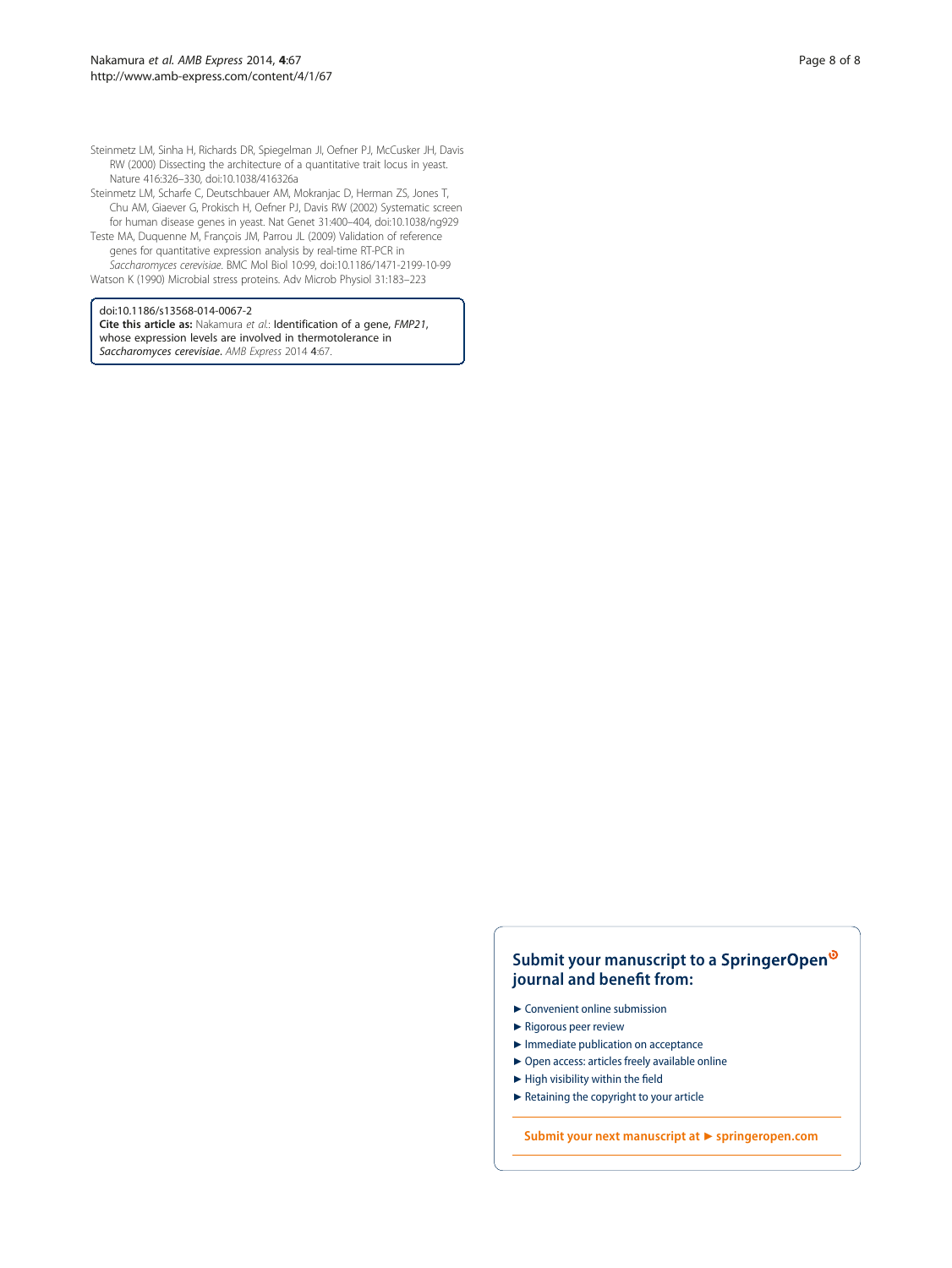Steinmetz LM, Sinha H, Richards DR, Spiegelman JI, Oefner PJ, McCusker JH, Davis RW (2000) Dissecting the architecture of a quantitative trait locus in yeast. Nature 416:326–330, doi:10.1038/416326a

Steinmetz LM, Scharfe C, Deutschbauer AM, Mokranjac D, Herman ZS, Jones T, Chu AM, Giaever G, Prokisch H, Oefner PJ, Davis RW (2002) Systematic screen for human disease genes in yeast. Nat Genet 31:400–404, doi:10.1038/ng929

Teste MA, Duquenne M, François JM, Parrou JL (2009) Validation of reference genes for quantitative expression analysis by real-time RT-PCR in *Saccharomyces cerevisiae*. BMC Mol Biol 10:99, doi:10.1186/1471-2199-10-99

Watson K (1990) Microbial stress proteins. Adv Microb Physiol 31:183–223

doi:10.1186/s13568-014-0067-2

**Cite this article as:** Nakamura *et al.*: Identification of a gene, *FMP21*, whose expression levels are involved in thermotolerance in *Saccharomyces cerevisiae*. *AMB Express* 2014 **4**:67.

**Submit your manuscript to a SpringerOpen journal and benefit from:**

- ► Convenient online submission
- ► Rigorous peer review
- ► Immediate publication on acceptance
- ► Open access: articles freely available online
- ► High visibility within the field
- ► Retaining the copyright to your article

**Submit your next manuscript at ► springeropen.com**